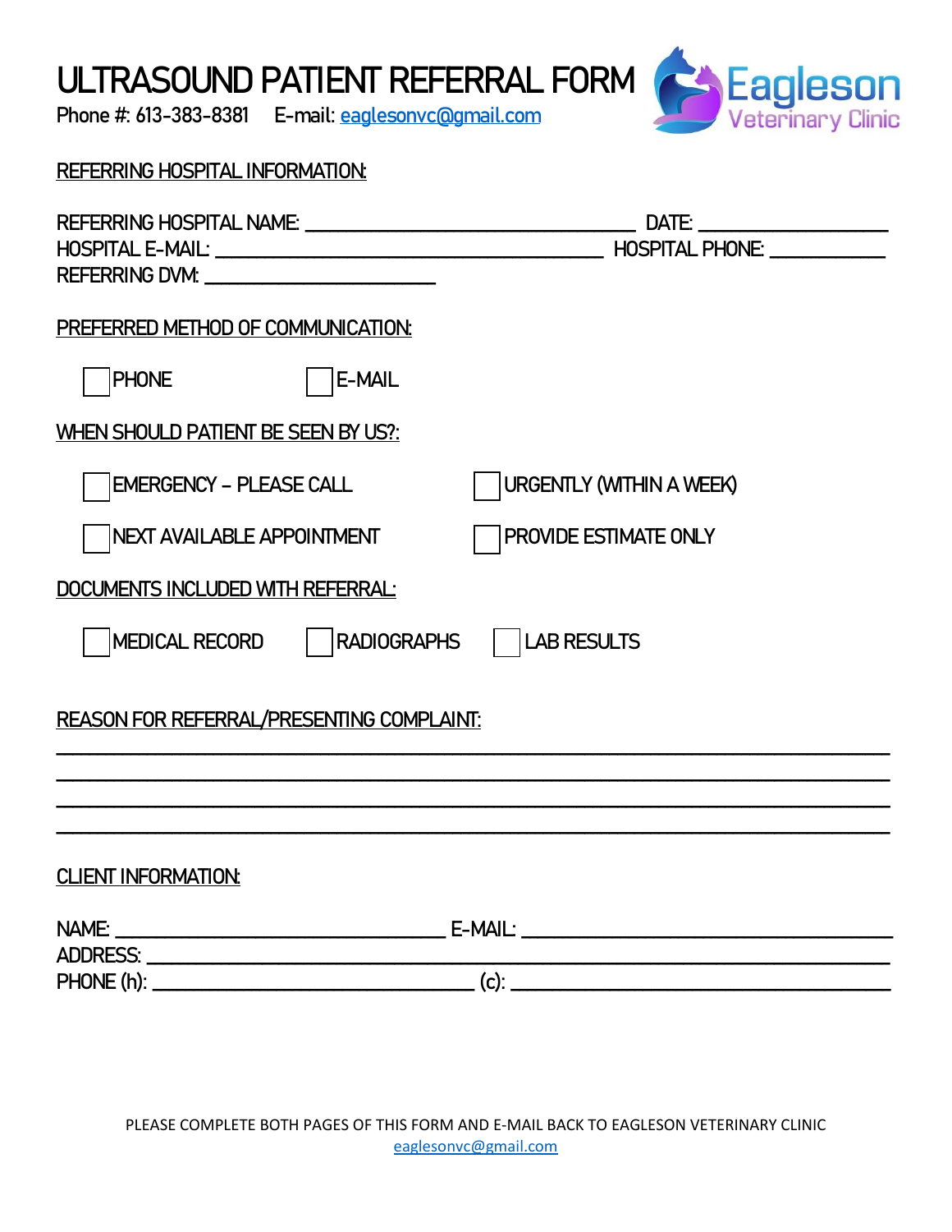# ULTRASOUND PATIENT REFERRAL FORM

Phone #: 613-383-8381 E-mail: eaglesonvc@gmail.com

Eagleson Veterinary Clinic

## REFERRING HOSPITAL INFORMATION:

REFERRING HOSPITAL NAME: ______________________________ DATE: ________________

HOSPITAL E-MAIL: ____________________________________ HOSPITAL PHONE: __________

REFERRING DVM: ______________________

## PREFERRED METHOD OF COMMUNICATION:

- [ ] PHONE
- [ ] E-MAIL

## WHEN SHOULD PATIENT BE SEEN BY US?:

- [ ] EMERGENCY – PLEASE CALL
- [ ] URGENTLY (WITHIN A WEEK)
- [ ] NEXT AVAILABLE APPOINTMENT
- [ ] PROVIDE ESTIMATE ONLY

## DOCUMENTS INCLUDED WITH REFERRAL:

- [ ] MEDICAL RECORD
- [ ] RADIOGRAPHS
- [ ] LAB RESULTS

## REASON FOR REFERRAL/PRESENTING COMPLAINT:

________________________________________________________________________________

________________________________________________________________________________

________________________________________________________________________________

________________________________________________________________________________

## CLIENT INFORMATION:

NAME: ________________________________ E-MAIL: ____________________________________

ADDRESS: ______________________________________________________________________

PHONE (h): _______________________________ (c): ____________________________________

PLEASE COMPLETE BOTH PAGES OF THIS FORM AND E-MAIL BACK TO EAGLESON VETERINARY CLINIC
eaglesonvc@gmail.com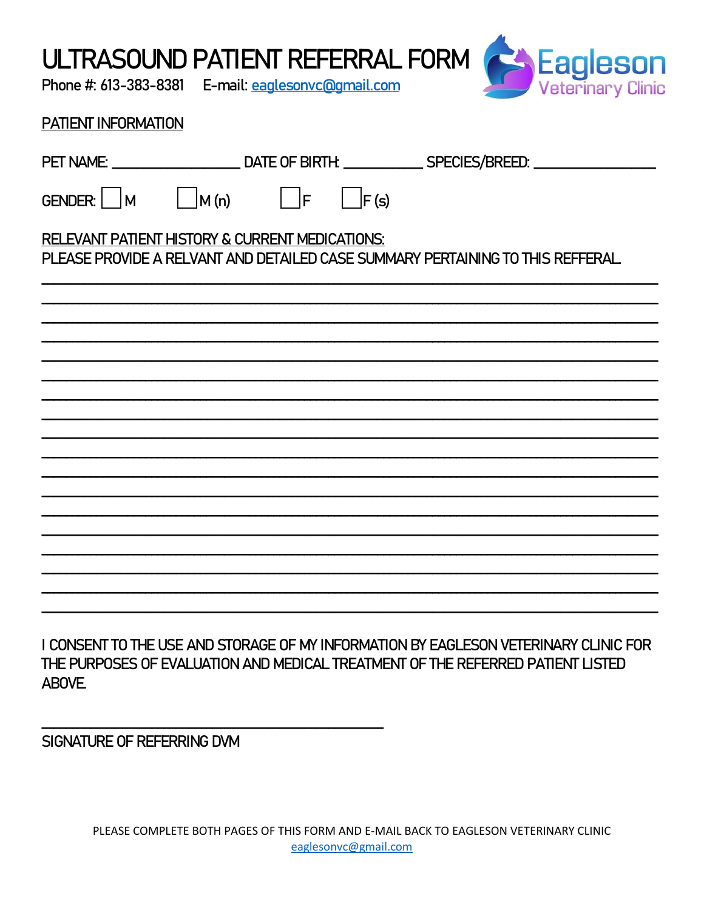# ULTRASOUND PATIENT REFERRAL FORM

Phone #: 613-383-8381 E-mail: eaglesonvc@gmail.com

Eagleson Veterinary Clinic

## PATIENT INFORMATION

PET NAME: ________________ DATE OF BIRTH: __________ SPECIES/BREED: ________________

GENDER: ☐ M ☐ M (n) ☐ F ☐ F (s)

## RELEVANT PATIENT HISTORY & CURRENT MEDICATIONS:

PLEASE PROVIDE A RELVANT AND DETAILED CASE SUMMARY PERTAINING TO THIS REFFERAL.

________________________________________________________________________________
________________________________________________________________________________
________________________________________________________________________________
________________________________________________________________________________
________________________________________________________________________________
________________________________________________________________________________
________________________________________________________________________________
________________________________________________________________________________
________________________________________________________________________________
________________________________________________________________________________
________________________________________________________________________________
________________________________________________________________________________
________________________________________________________________________________
________________________________________________________________________________
________________________________________________________________________________
________________________________________________________________________________
________________________________________________________________________________
________________________________________________________________________________

I CONSENT TO THE USE AND STORAGE OF MY INFORMATION BY EAGLESON VETERINARY CLINIC FOR THE PURPOSES OF EVALUATION AND MEDICAL TREATMENT OF THE REFERRED PATIENT LISTED ABOVE.

____________________________________________

SIGNATURE OF REFERRING DVM

PLEASE COMPLETE BOTH PAGES OF THIS FORM AND E-MAIL BACK TO EAGLESON VETERINARY CLINIC
eaglesonvc@gmail.com